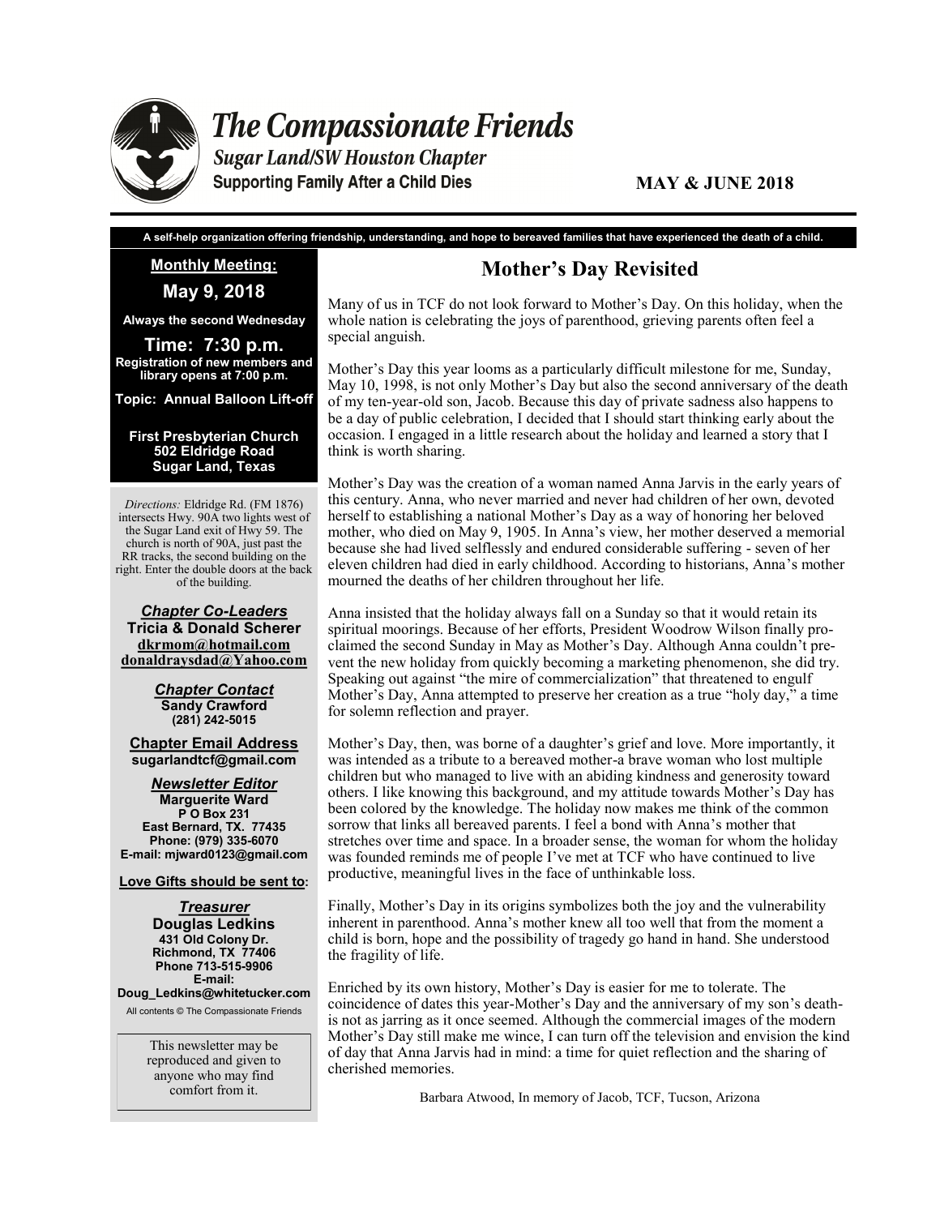# The Compassionate Friends

***Sugar Land/SW Houston Chapter***

**Supporting Family After a Child Dies**

**MAY & JUNE 2018**

**A self-help organization offering friendship, understanding, and hope to bereaved families that have experienced the death of a child.**

**Monthly Meeting:**

**May 9, 2018**

**Always the second Wednesday**

**Time: 7:30 p.m.**

**Registration of new members and library opens at 7:00 p.m.**

**Topic: Annual Balloon Lift-off**

**First Presbyterian Church**
**502 Eldridge Road**
**Sugar Land, Texas**

*Directions:* Eldridge Rd. (FM 1876) intersects Hwy. 90A two lights west of the Sugar Land exit of Hwy 59. The church is north of 90A, just past the RR tracks, the second building on the right. Enter the double doors at the back of the building.

***Chapter Co-Leaders***
**Tricia & Donald Scherer**
**dkrmom@hotmail.com**
**donaldraysdad@Yahoo.com**

***Chapter Contact***
**Sandy Crawford**
**(281) 242-5015**

**Chapter Email Address**
**sugarlandtcf@gmail.com**

***Newsletter Editor***
**Marguerite Ward**
**P O Box 231**
**East Bernard, TX. 77435**
**Phone: (979) 335-6070**
**E-mail: mjward0123@gmail.com**

**Love Gifts should be sent to:**

***Treasurer***
**Douglas Ledkins**
**431 Old Colony Dr.**
**Richmond, TX 77406**
**Phone 713-515-9906**
**E-mail:**
**Doug_Ledkins@whitetucker.com**

All contents © The Compassionate Friends

This newsletter may be reproduced and given to anyone who may find comfort from it.

## Mother's Day Revisited

Many of us in TCF do not look forward to Mother's Day. On this holiday, when the whole nation is celebrating the joys of parenthood, grieving parents often feel a special anguish.

Mother's Day this year looms as a particularly difficult milestone for me, Sunday, May 10, 1998, is not only Mother's Day but also the second anniversary of the death of my ten-year-old son, Jacob. Because this day of private sadness also happens to be a day of public celebration, I decided that I should start thinking early about the occasion. I engaged in a little research about the holiday and learned a story that I think is worth sharing.

Mother's Day was the creation of a woman named Anna Jarvis in the early years of this century. Anna, who never married and never had children of her own, devoted herself to establishing a national Mother's Day as a way of honoring her beloved mother, who died on May 9, 1905. In Anna's view, her mother deserved a memorial because she had lived selflessly and endured considerable suffering - seven of her eleven children had died in early childhood. According to historians, Anna's mother mourned the deaths of her children throughout her life.

Anna insisted that the holiday always fall on a Sunday so that it would retain its spiritual moorings. Because of her efforts, President Woodrow Wilson finally proclaimed the second Sunday in May as Mother's Day. Although Anna couldn't prevent the new holiday from quickly becoming a marketing phenomenon, she did try. Speaking out against "the mire of commercialization" that threatened to engulf Mother's Day, Anna attempted to preserve her creation as a true "holy day," a time for solemn reflection and prayer.

Mother's Day, then, was borne of a daughter's grief and love. More importantly, it was intended as a tribute to a bereaved mother-a brave woman who lost multiple children but who managed to live with an abiding kindness and generosity toward others. I like knowing this background, and my attitude towards Mother's Day has been colored by the knowledge. The holiday now makes me think of the common sorrow that links all bereaved parents. I feel a bond with Anna's mother that stretches over time and space. In a broader sense, the woman for whom the holiday was founded reminds me of people I've met at TCF who have continued to live productive, meaningful lives in the face of unthinkable loss.

Finally, Mother's Day in its origins symbolizes both the joy and the vulnerability inherent in parenthood. Anna's mother knew all too well that from the moment a child is born, hope and the possibility of tragedy go hand in hand. She understood the fragility of life.

Enriched by its own history, Mother's Day is easier for me to tolerate. The coincidence of dates this year-Mother's Day and the anniversary of my son's death-is not as jarring as it once seemed. Although the commercial images of the modern Mother's Day still make me wince, I can turn off the television and envision the kind of day that Anna Jarvis had in mind: a time for quiet reflection and the sharing of cherished memories.

Barbara Atwood, In memory of Jacob, TCF, Tucson, Arizona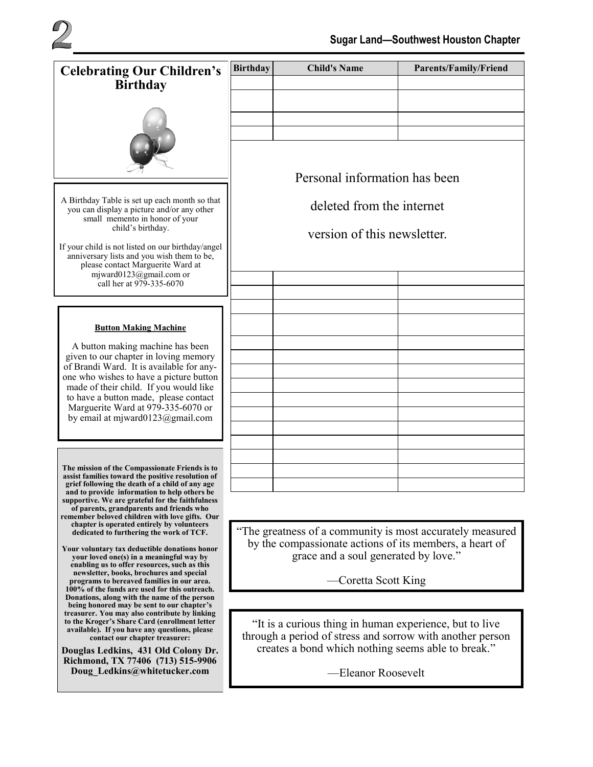## Celebrating Our Children's Birthday

| Birthday | Child's Name | Parents/Family/Friend |
|---|---|---|
| | | |
| | | |
| | | |
| | | |

Personal information has been deleted from the internet version of this newsletter.

A Birthday Table is set up each month so that you can display a picture and/or any other small memento in honor of your child's birthday.

If your child is not listed on our birthday/angel anniversary lists and you wish them to be, please contact Marguerite Ward at mjward0123@gmail.com or call her at 979-335-6070

**Button Making Machine**

A button making machine has been given to our chapter in loving memory of Brandi Ward. It is available for anyone who wishes to have a picture button made of their child. If you would like to have a button made, please contact Marguerite Ward at 979-335-6070 or by email at mjward0123@gmail.com

**The mission of the Compassionate Friends is to assist families toward the positive resolution of grief following the death of a child of any age and to provide information to help others be supportive. We are grateful for the faithfulness of parents, grandparents and friends who remember beloved children with love gifts. Our chapter is operated entirely by volunteers dedicated to furthering the work of TCF.**

**Your voluntary tax deductible donations honor your loved one(s) in a meaningful way by enabling us to offer resources, such as this newsletter, books, brochures and special programs to bereaved families in our area. 100% of the funds are used for this outreach. Donations, along with the name of the person being honored may be sent to our chapter's treasurer. You may also contribute by linking to the Kroger's Share Card (enrollment letter available). If you have any questions, please contact our chapter treasurer:**

**Douglas Ledkins, 431 Old Colony Dr.**
**Richmond, TX 77406 (713) 515-9906**
**Doug_Ledkins@whitetucker.com**

"The greatness of a community is most accurately measured by the compassionate actions of its members, a heart of grace and a soul generated by love."

—Coretta Scott King

"It is a curious thing in human experience, but to live through a period of stress and sorrow with another person creates a bond which nothing seems able to break."

—Eleanor Roosevelt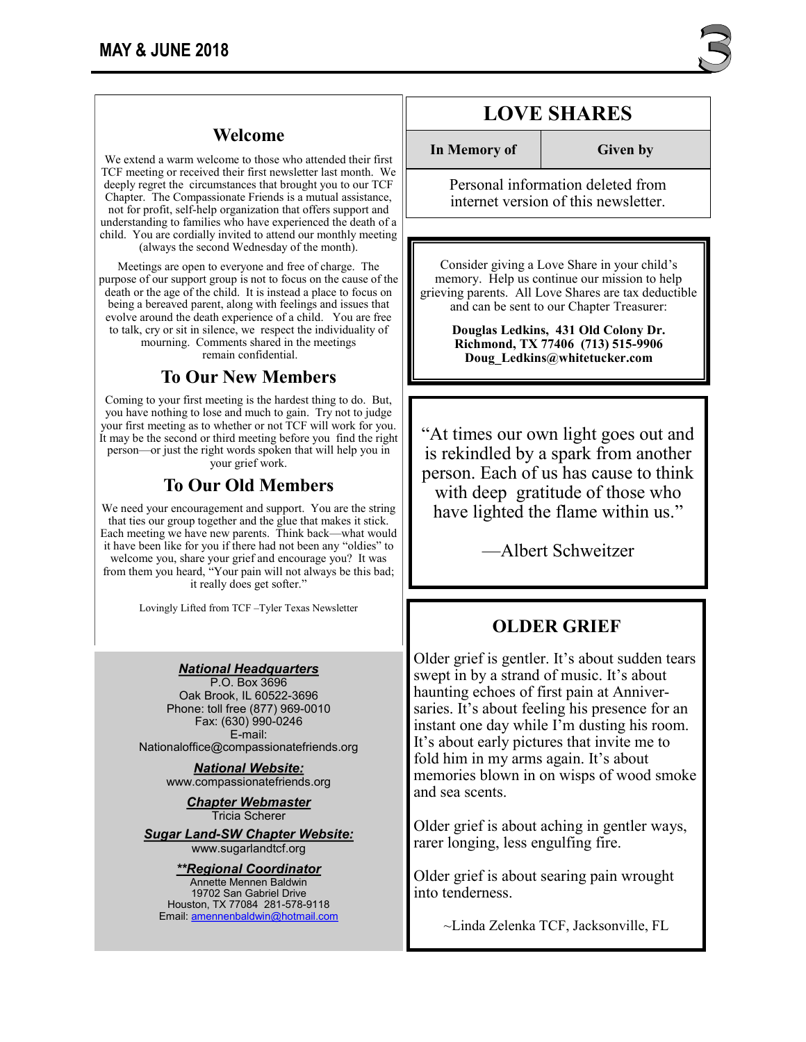## Welcome

We extend a warm welcome to those who attended their first TCF meeting or received their first newsletter last month. We deeply regret the circumstances that brought you to our TCF Chapter. The Compassionate Friends is a mutual assistance, not for profit, self-help organization that offers support and understanding to families who have experienced the death of a child. You are cordially invited to attend our monthly meeting (always the second Wednesday of the month).

Meetings are open to everyone and free of charge. The purpose of our support group is not to focus on the cause of the death or the age of the child. It is instead a place to focus on being a bereaved parent, along with feelings and issues that evolve around the death experience of a child. You are free to talk, cry or sit in silence, we respect the individuality of mourning. Comments shared in the meetings remain confidential.

## To Our New Members

Coming to your first meeting is the hardest thing to do. But, you have nothing to lose and much to gain. Try not to judge your first meeting as to whether or not TCF will work for you. It may be the second or third meeting before you find the right person—or just the right words spoken that will help you in your grief work.

## To Our Old Members

We need your encouragement and support. You are the string that ties our group together and the glue that makes it stick. Each meeting we have new parents. Think back—what would it have been like for you if there had not been any "oldies" to welcome you, share your grief and encourage you? It was from them you heard, "Your pain will not always be this bad; it really does get softer."

Lovingly Lifted from TCF –Tyler Texas Newsletter

***National Headquarters***
P.O. Box 3696
Oak Brook, IL 60522-3696
Phone: toll free (877) 969-0010
Fax: (630) 990-0246
E-mail:
Nationaloffice@compassionatefriends.org

***National Website:***
www.compassionatefriends.org

***Chapter Webmaster***
Tricia Scherer

***Sugar Land-SW Chapter Website:***
www.sugarlandtcf.org

***\*\*Regional Coordinator***
Annette Mennen Baldwin
19702 San Gabriel Drive
Houston, TX 77084 281-578-9118
Email: amennenbaldwin@hotmail.com

## LOVE SHARES

| In Memory of | Given by |
| --- | --- |
| Personal information deleted from internet version of this newsletter. | |

Consider giving a Love Share in your child's memory. Help us continue our mission to help grieving parents. All Love Shares are tax deductible and can be sent to our Chapter Treasurer:

**Douglas Ledkins, 431 Old Colony Dr.**
**Richmond, TX 77406 (713) 515-9906**
**Doug_Ledkins@whitetucker.com**

"At times our own light goes out and is rekindled by a spark from another person. Each of us has cause to think with deep gratitude of those who have lighted the flame within us."

—Albert Schweitzer

## OLDER GRIEF

Older grief is gentler. It's about sudden tears swept in by a strand of music. It's about haunting echoes of first pain at Anniversaries. It's about feeling his presence for an instant one day while I'm dusting his room. It's about early pictures that invite me to fold him in my arms again. It's about memories blown in on wisps of wood smoke and sea scents.

Older grief is about aching in gentler ways, rarer longing, less engulfing fire.

Older grief is about searing pain wrought into tenderness.

~Linda Zelenka TCF, Jacksonville, FL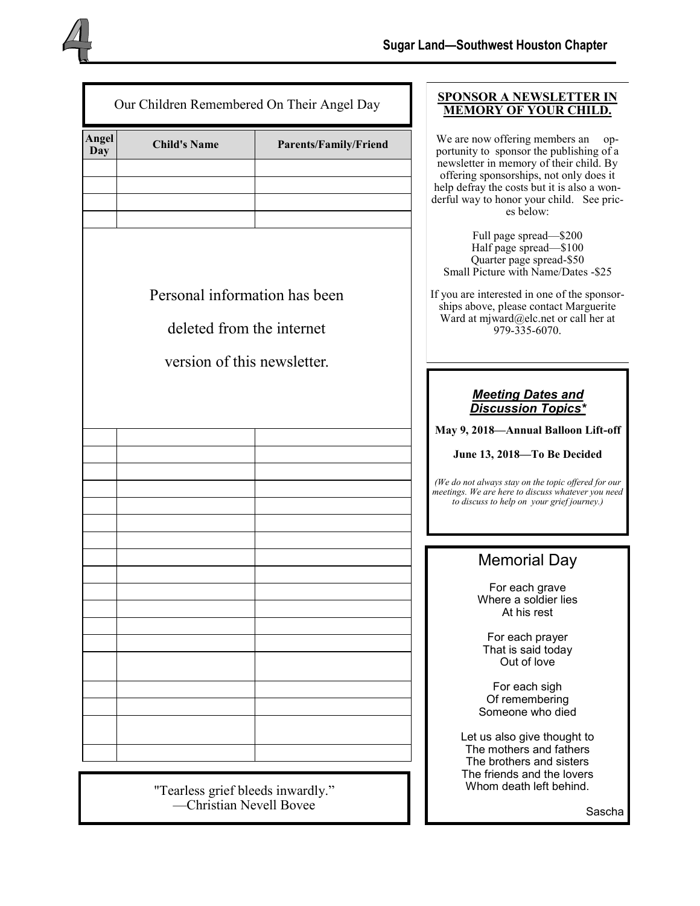## Our Children Remembered On Their Angel Day

| Angel Day | Child's Name | Parents/Family/Friend |
|---|---|---|
| | | |
| | | |
| | | |
| | | |

Personal information has been deleted from the internet version of this newsletter.

| Angel Day | Child's Name | Parents/Family/Friend |
|---|---|---|
| | | |
| | | |
| | | |
| | | |
| | | |
| | | |
| | | |
| | | |
| | | |
| | | |
| | | |
| | | |
| | | |
| | | |
| | | |
| | | |
| | | |
| | | |
| | | |

"Tearless grief bleeds inwardly."
—Christian Nevell Bovee

## SPONSOR A NEWSLETTER IN MEMORY OF YOUR CHILD.

We are now offering members an opportunity to sponsor the publishing of a newsletter in memory of their child. By offering sponsorships, not only does it help defray the costs but it is also a wonderful way to honor your child. See prices below:

Full page spread—$200
Half page spread—$100
Quarter page spread-$50
Small Picture with Name/Dates -$25

If you are interested in one of the sponsorships above, please contact Marguerite Ward at mjward@elc.net or call her at 979-335-6070.

### *Meeting Dates and Discussion Topics**

**May 9, 2018—Annual Balloon Lift-off**

**June 13, 2018—To Be Decided**

*(We do not always stay on the topic offered for our meetings. We are here to discuss whatever you need to discuss to help on your grief journey.)*

## Memorial Day

For each grave
Where a soldier lies
At his rest

For each prayer
That is said today
Out of love

For each sigh
Of remembering
Someone who died

Let us also give thought to
The mothers and fathers
The brothers and sisters
The friends and the lovers
Whom death left behind.

Sascha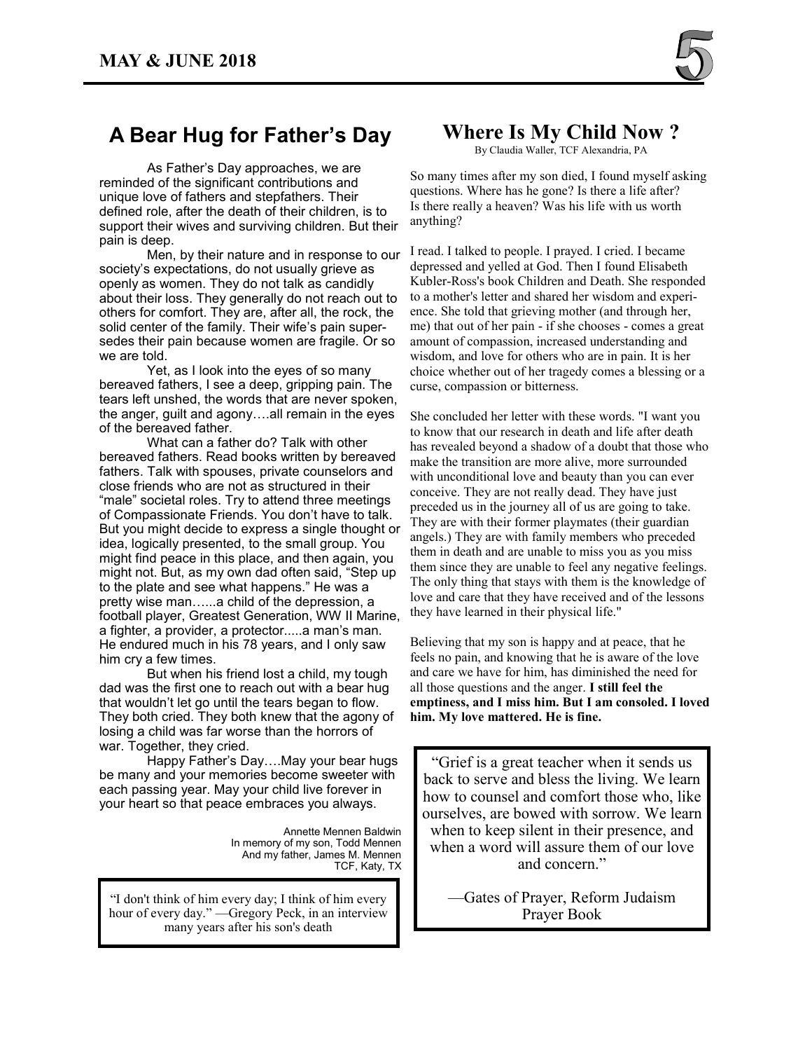## A Bear Hug for Father's Day

As Father's Day approaches, we are reminded of the significant contributions and unique love of fathers and stepfathers. Their defined role, after the death of their children, is to support their wives and surviving children. But their pain is deep.

Men, by their nature and in response to our society's expectations, do not usually grieve as openly as women. They do not talk as candidly about their loss. They generally do not reach out to others for comfort. They are, after all, the rock, the solid center of the family. Their wife's pain supersedes their pain because women are fragile. Or so we are told.

Yet, as I look into the eyes of so many bereaved fathers, I see a deep, gripping pain. The tears left unshed, the words that are never spoken, the anger, guilt and agony….all remain in the eyes of the bereaved father.

What can a father do? Talk with other bereaved fathers. Read books written by bereaved fathers. Talk with spouses, private counselors and close friends who are not as structured in their "male" societal roles. Try to attend three meetings of Compassionate Friends. You don't have to talk. But you might decide to express a single thought or idea, logically presented, to the small group. You might find peace in this place, and then again, you might not. But, as my own dad often said, "Step up to the plate and see what happens." He was a pretty wise man…...a child of the depression, a football player, Greatest Generation, WW II Marine, a fighter, a provider, a protector.....a man's man. He endured much in his 78 years, and I only saw him cry a few times.

But when his friend lost a child, my tough dad was the first one to reach out with a bear hug that wouldn't let go until the tears began to flow. They both cried. They both knew that the agony of losing a child was far worse than the horrors of war. Together, they cried.

Happy Father's Day….May your bear hugs be many and your memories become sweeter with each passing year. May your child live forever in your heart so that peace embraces you always.

Annette Mennen Baldwin
In memory of my son, Todd Mennen
And my father, James M. Mennen
TCF, Katy, TX

> "I don't think of him every day; I think of him every hour of every day." —Gregory Peck, in an interview many years after his son's death

## Where Is My Child Now ?

By Claudia Waller, TCF Alexandria, PA

So many times after my son died, I found myself asking questions. Where has he gone? Is there a life after? Is there really a heaven? Was his life with us worth anything?

I read. I talked to people. I prayed. I cried. I became depressed and yelled at God. Then I found Elisabeth Kubler-Ross's book Children and Death. She responded to a mother's letter and shared her wisdom and experience. She told that grieving mother (and through her, me) that out of her pain - if she chooses - comes a great amount of compassion, increased understanding and wisdom, and love for others who are in pain. It is her choice whether out of her tragedy comes a blessing or a curse, compassion or bitterness.

She concluded her letter with these words. "I want you to know that our research in death and life after death has revealed beyond a shadow of a doubt that those who make the transition are more alive, more surrounded with unconditional love and beauty than you can ever conceive. They are not really dead. They have just preceded us in the journey all of us are going to take. They are with their former playmates (their guardian angels.) They are with family members who preceded them in death and are unable to miss you as you miss them since they are unable to feel any negative feelings. The only thing that stays with them is the knowledge of love and care that they have received and of the lessons they have learned in their physical life."

Believing that my son is happy and at peace, that he feels no pain, and knowing that he is aware of the love and care we have for him, has diminished the need for all those questions and the anger. **I still feel the emptiness, and I miss him. But I am consoled. I loved him. My love mattered. He is fine.**

> "Grief is a great teacher when it sends us back to serve and bless the living. We learn how to counsel and comfort those who, like ourselves, are bowed with sorrow. We learn when to keep silent in their presence, and when a word will assure them of our love and concern."
>
> —Gates of Prayer, Reform Judaism Prayer Book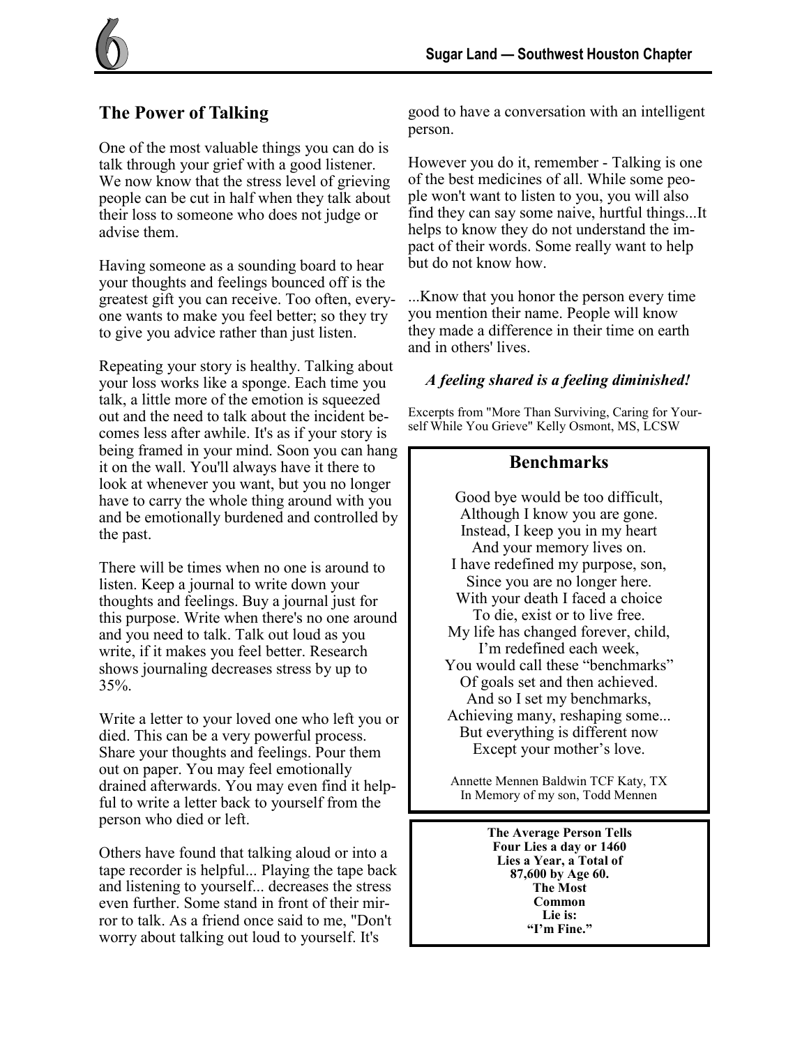## The Power of Talking

One of the most valuable things you can do is talk through your grief with a good listener. We now know that the stress level of grieving people can be cut in half when they talk about their loss to someone who does not judge or advise them.

Having someone as a sounding board to hear your thoughts and feelings bounced off is the greatest gift you can receive. Too often, everyone wants to make you feel better; so they try to give you advice rather than just listen.

Repeating your story is healthy. Talking about your loss works like a sponge. Each time you talk, a little more of the emotion is squeezed out and the need to talk about the incident becomes less after awhile. It's as if your story is being framed in your mind. Soon you can hang it on the wall. You'll always have it there to look at whenever you want, but you no longer have to carry the whole thing around with you and be emotionally burdened and controlled by the past.

There will be times when no one is around to listen. Keep a journal to write down your thoughts and feelings. Buy a journal just for this purpose. Write when there's no one around and you need to talk. Talk out loud as you write, if it makes you feel better. Research shows journaling decreases stress by up to 35%.

Write a letter to your loved one who left you or died. This can be a very powerful process. Share your thoughts and feelings. Pour them out on paper. You may feel emotionally drained afterwards. You may even find it helpful to write a letter back to yourself from the person who died or left.

Others have found that talking aloud or into a tape recorder is helpful... Playing the tape back and listening to yourself... decreases the stress even further. Some stand in front of their mirror to talk. As a friend once said to me, "Don't worry about talking out loud to yourself. It's good to have a conversation with an intelligent person.

However you do it, remember - Talking is one of the best medicines of all. While some people won't want to listen to you, you will also find they can say some naive, hurtful things...It helps to know they do not understand the impact of their words. Some really want to help but do not know how.

...Know that you honor the person every time you mention their name. People will know they made a difference in their time on earth and in others' lives.

***A feeling shared is a feeling diminished!***

Excerpts from "More Than Surviving, Caring for Yourself While You Grieve" Kelly Osmont, MS, LCSW

## Benchmarks

Good bye would be too difficult,
Although I know you are gone.
Instead, I keep you in my heart
And your memory lives on.
I have redefined my purpose, son,
Since you are no longer here.
With your death I faced a choice
To die, exist or to live free.
My life has changed forever, child,
I'm redefined each week,
You would call these "benchmarks"
Of goals set and then achieved.
And so I set my benchmarks,
Achieving many, reshaping some...
But everything is different now
Except your mother's love.

Annette Mennen Baldwin TCF Katy, TX
In Memory of my son, Todd Mennen

**The Average Person Tells Four Lies a day or 1460 Lies a Year, a Total of 87,600 by Age 60. The Most Common Lie is: "I'm Fine."**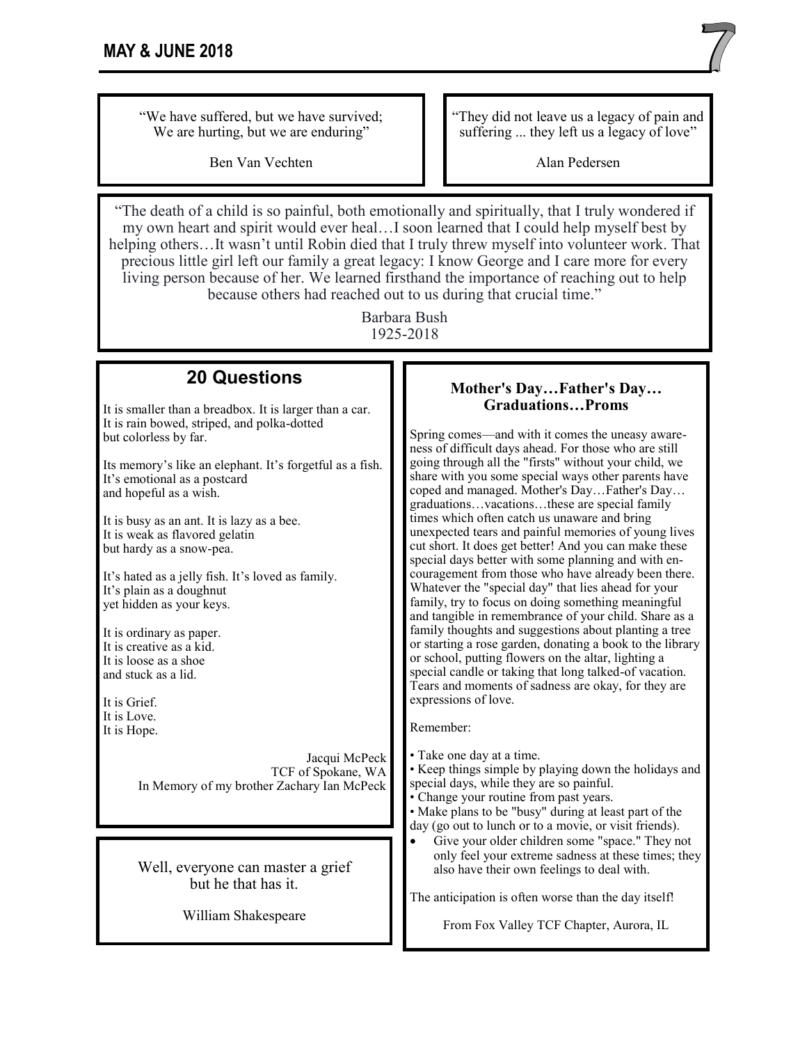"We have suffered, but we have survived;
We are hurting, but we are enduring"

Ben Van Vechten

"They did not leave us a legacy of pain and suffering ... they left us a legacy of love"

Alan Pedersen

"The death of a child is so painful, both emotionally and spiritually, that I truly wondered if my own heart and spirit would ever heal…I soon learned that I could help myself best by helping others…It wasn't until Robin died that I truly threw myself into volunteer work. That precious little girl left our family a great legacy: I know George and I care more for every living person because of her. We learned firsthand the importance of reaching out to help because others had reached out to us during that crucial time."

Barbara Bush
1925-2018

## 20 Questions

It is smaller than a breadbox. It is larger than a car.
It is rain bowed, striped, and polka-dotted
but colorless by far.

Its memory's like an elephant. It's forgetful as a fish.
It's emotional as a postcard
and hopeful as a wish.

It is busy as an ant. It is lazy as a bee.
It is weak as flavored gelatin
but hardy as a snow-pea.

It's hated as a jelly fish. It's loved as family.
It's plain as a doughnut
yet hidden as your keys.

It is ordinary as paper.
It is creative as a kid.
It is loose as a shoe
and stuck as a lid.

It is Grief.
It is Love.
It is Hope.

Jacqui McPeck
TCF of Spokane, WA
In Memory of my brother Zachary Ian McPeck

Well, everyone can master a grief
but he that has it.

William Shakespeare

### Mother's Day…Father's Day… Graduations…Proms

Spring comes—and with it comes the uneasy awareness of difficult days ahead. For those who are still going through all the "firsts" without your child, we share with you some special ways other parents have coped and managed. Mother's Day…Father's Day… graduations…vacations…these are special family times which often catch us unaware and bring unexpected tears and painful memories of young lives cut short. It does get better! And you can make these special days better with some planning and with encouragement from those who have already been there. Whatever the "special day" that lies ahead for your family, try to focus on doing something meaningful and tangible in remembrance of your child. Share as a family thoughts and suggestions about planting a tree or starting a rose garden, donating a book to the library or school, putting flowers on the altar, lighting a special candle or taking that long talked-of vacation. Tears and moments of sadness are okay, for they are expressions of love.

Remember:

- Take one day at a time.
- Keep things simple by playing down the holidays and special days, while they are so painful.
- Change your routine from past years.
- Make plans to be "busy" during at least part of the day (go out to lunch or to a movie, or visit friends).
- Give your older children some "space." They not only feel your extreme sadness at these times; they also have their own feelings to deal with.

The anticipation is often worse than the day itself!

From Fox Valley TCF Chapter, Aurora, IL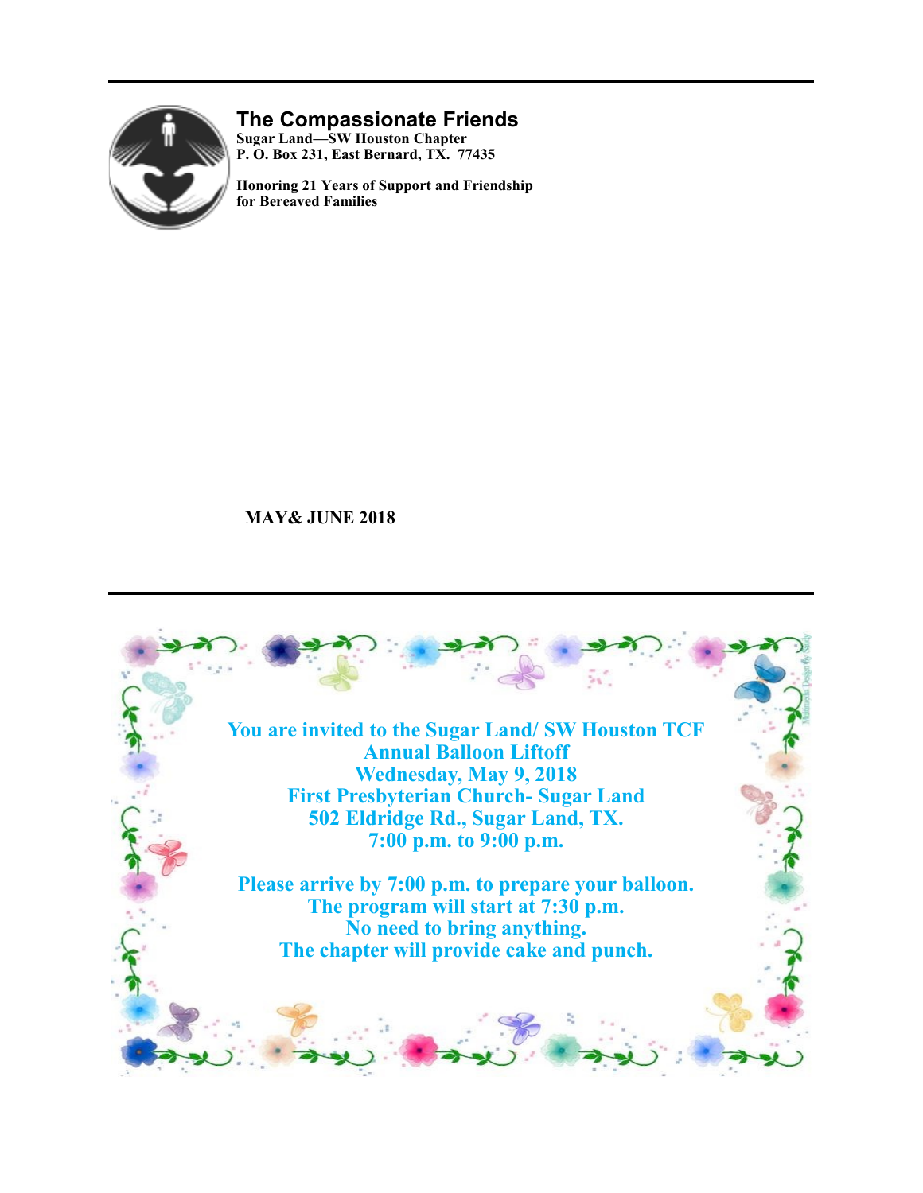## The Compassionate Friends

**Sugar Land—SW Houston Chapter**
**P. O. Box 231, East Bernard, TX. 77435**

**Honoring 21 Years of Support and Friendship for Bereaved Families**

**MAY& JUNE 2018**

**You are invited to the Sugar Land/ SW Houston TCF**
**Annual Balloon Liftoff**
**Wednesday, May 9, 2018**
**First Presbyterian Church- Sugar Land**
**502 Eldridge Rd., Sugar Land, TX.**
**7:00 p.m. to 9:00 p.m.**

**Please arrive by 7:00 p.m. to prepare your balloon.**
**The program will start at 7:30 p.m.**
**No need to bring anything.**
**The chapter will provide cake and punch.**